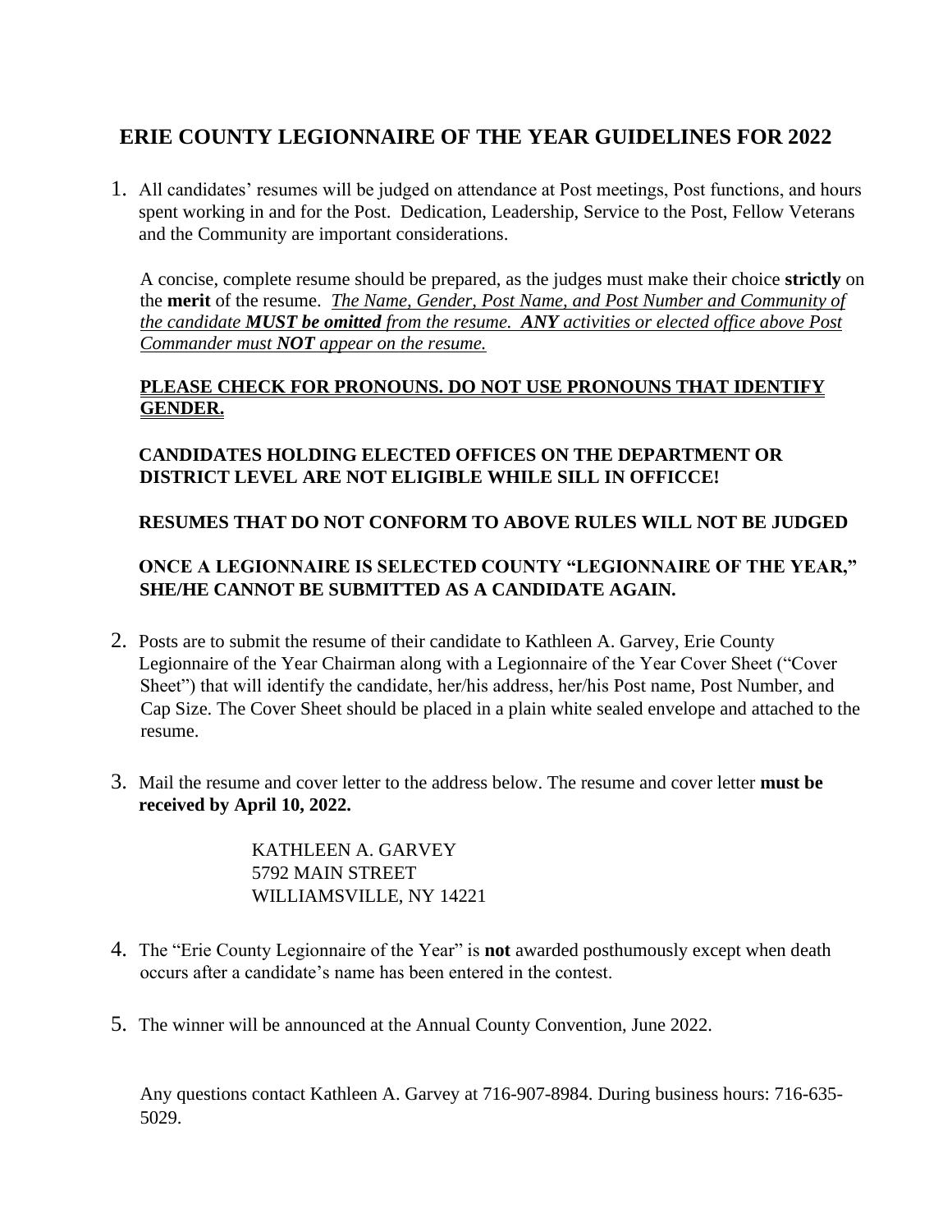# ERIE COUNTY LEGIONNAIRE OF THE YEAR GUIDELINES FOR 2022

1. All candidates' resumes will be judged on attendance at Post meetings, Post functions, and hours spent working in and for the Post. Dedication, Leadership, Service to the Post, Fellow Veterans and the Community are important considerations.

   A concise, complete resume should be prepared, as the judges must make their choice **strictly** on the **merit** of the resume. <u>*The Name, Gender, Post Name, and Post Number and Community of the candidate **MUST be omitted** from the resume. **ANY** activities or elected office above Post Commander must **NOT** appear on the resume.*</u>

   <u>**PLEASE CHECK FOR PRONOUNS. DO NOT USE PRONOUNS THAT IDENTIFY GENDER.**</u>

   **CANDIDATES HOLDING ELECTED OFFICES ON THE DEPARTMENT OR DISTRICT LEVEL ARE NOT ELIGIBLE WHILE SILL IN OFFICCE!**

   **RESUMES THAT DO NOT CONFORM TO ABOVE RULES WILL NOT BE JUDGED**

   **ONCE A LEGIONNAIRE IS SELECTED COUNTY "LEGIONNAIRE OF THE YEAR," SHE/HE CANNOT BE SUBMITTED AS A CANDIDATE AGAIN.**

2. Posts are to submit the resume of their candidate to Kathleen A. Garvey, Erie County Legionnaire of the Year Chairman along with a Legionnaire of the Year Cover Sheet ("Cover Sheet") that will identify the candidate, her/his address, her/his Post name, Post Number, and Cap Size. The Cover Sheet should be placed in a plain white sealed envelope and attached to the resume.

3. Mail the resume and cover letter to the address below. The resume and cover letter **must be received by April 10, 2022.**

   KATHLEEN A. GARVEY
   5792 MAIN STREET
   WILLIAMSVILLE, NY 14221

4. The "Erie County Legionnaire of the Year" is **not** awarded posthumously except when death occurs after a candidate's name has been entered in the contest.

5. The winner will be announced at the Annual County Convention, June 2022.

Any questions contact Kathleen A. Garvey at 716-907-8984. During business hours: 716-635-5029.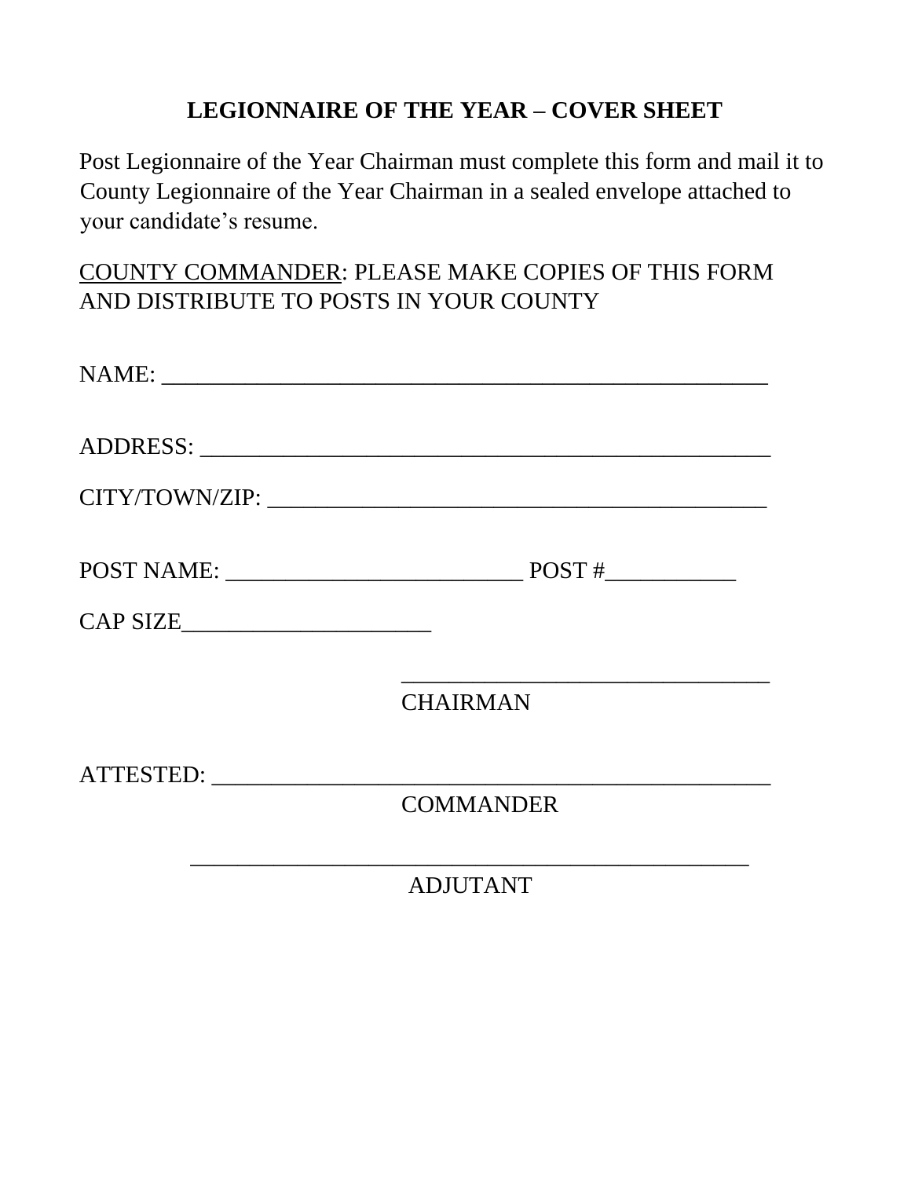# LEGIONNAIRE OF THE YEAR – COVER SHEET

Post Legionnaire of the Year Chairman must complete this form and mail it to County Legionnaire of the Year Chairman in a sealed envelope attached to your candidate's resume.

COUNTY COMMANDER: PLEASE MAKE COPIES OF THIS FORM AND DISTRIBUTE TO POSTS IN YOUR COUNTY

NAME: ______________________________________________________

ADDRESS: ___________________________________________________

CITY/TOWN/ZIP: ______________________________________________

POST NAME: __________________________ POST #___________

CAP SIZE_____________________

_________________________________
CHAIRMAN

ATTESTED: __________________________________________________
COMMANDER

__________________________________________________
ADJUTANT